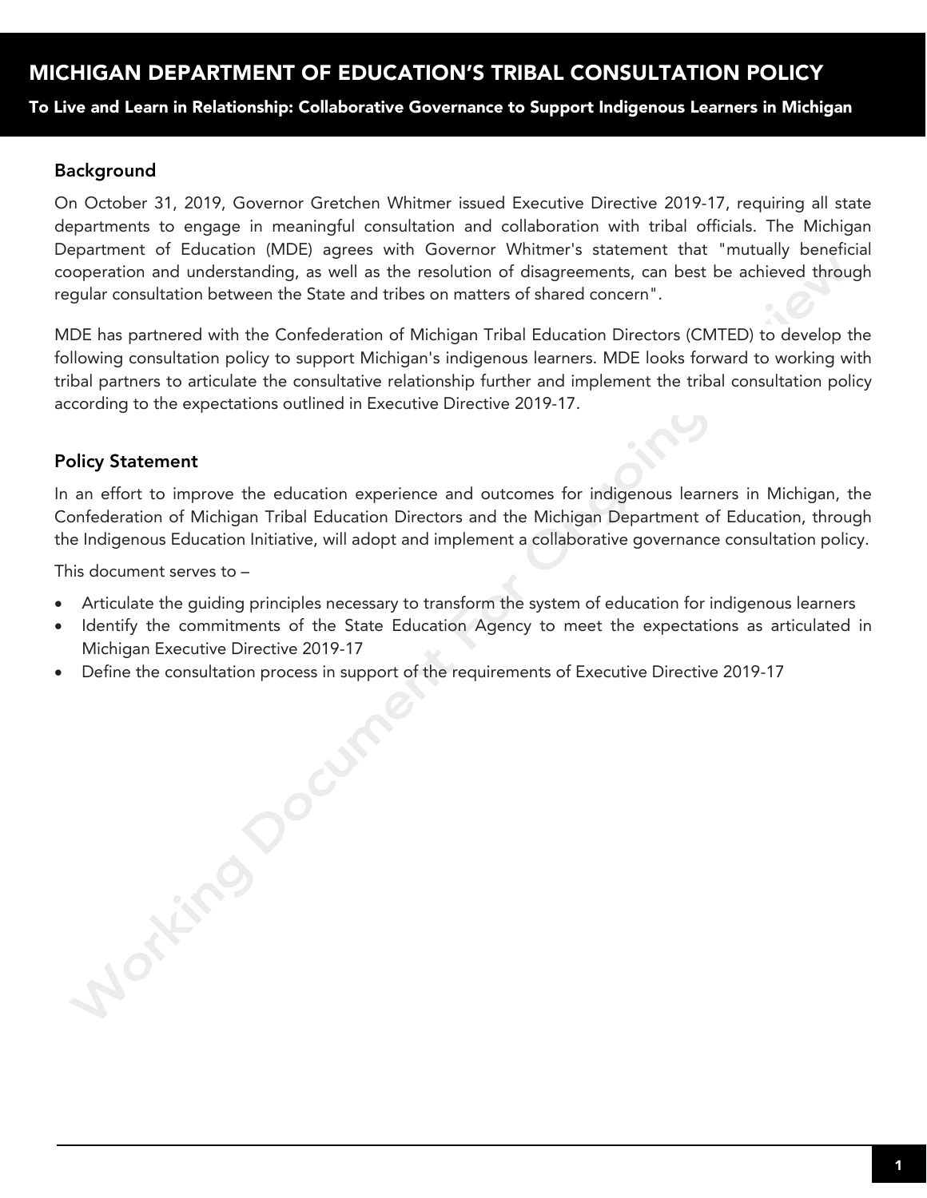# MICHIGAN DEPARTMENT OF EDUCATION'S TRIBAL CONSULTATION POLICY

**To Live and Learn in Relationship: Collaborative Governance to Support Indigenous Learners in Michigan**

## Background

On October 31, 2019, Governor Gretchen Whitmer issued Executive Directive 2019-17, requiring all state departments to engage in meaningful consultation and collaboration with tribal officials. The Michigan Department of Education (MDE) agrees with Governor Whitmer's statement that "mutually beneficial cooperation and understanding, as well as the resolution of disagreements, can best be achieved through regular consultation between the State and tribes on matters of shared concern".

MDE has partnered with the Confederation of Michigan Tribal Education Directors (CMTED) to develop the following consultation policy to support Michigan's indigenous learners. MDE looks forward to working with tribal partners to articulate the consultative relationship further and implement the tribal consultation policy according to the expectations outlined in Executive Directive 2019-17.

## Policy Statement

In an effort to improve the education experience and outcomes for indigenous learners in Michigan, the Confederation of Michigan Tribal Education Directors and the Michigan Department of Education, through the Indigenous Education Initiative, will adopt and implement a collaborative governance consultation policy.

This document serves to –

- Articulate the guiding principles necessary to transform the system of education for indigenous learners
- Identify the commitments of the State Education Agency to meet the expectations as articulated in Michigan Executive Directive 2019-17
- Define the consultation process in support of the requirements of Executive Directive 2019-17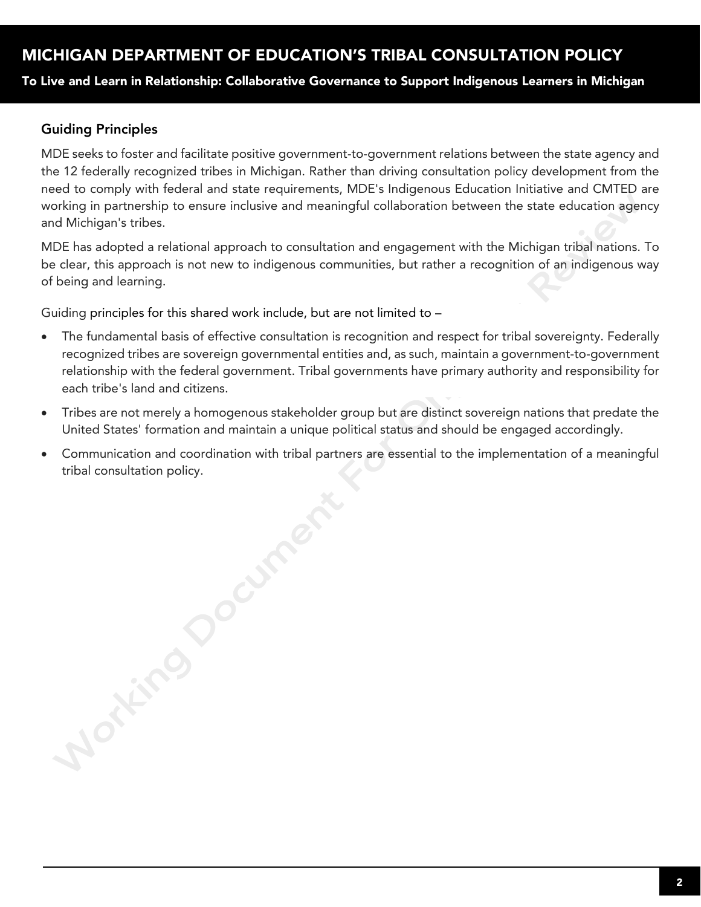## Guiding Principles

MDE seeks to foster and facilitate positive government-to-government relations between the state agency and the 12 federally recognized tribes in Michigan. Rather than driving consultation policy development from the need to comply with federal and state requirements, MDE's Indigenous Education Initiative and CMTED are working in partnership to ensure inclusive and meaningful collaboration between the state education agency and Michigan's tribes.

MDE has adopted a relational approach to consultation and engagement with the Michigan tribal nations. To be clear, this approach is not new to indigenous communities, but rather a recognition of an indigenous way of being and learning.

Guiding principles for this shared work include, but are not limited to –

- The fundamental basis of effective consultation is recognition and respect for tribal sovereignty. Federally recognized tribes are sovereign governmental entities and, as such, maintain a government-to-government relationship with the federal government. Tribal governments have primary authority and responsibility for each tribe's land and citizens.
- Tribes are not merely a homogenous stakeholder group but are distinct sovereign nations that predate the United States' formation and maintain a unique political status and should be engaged accordingly.
- Communication and coordination with tribal partners are essential to the implementation of a meaningful tribal consultation policy.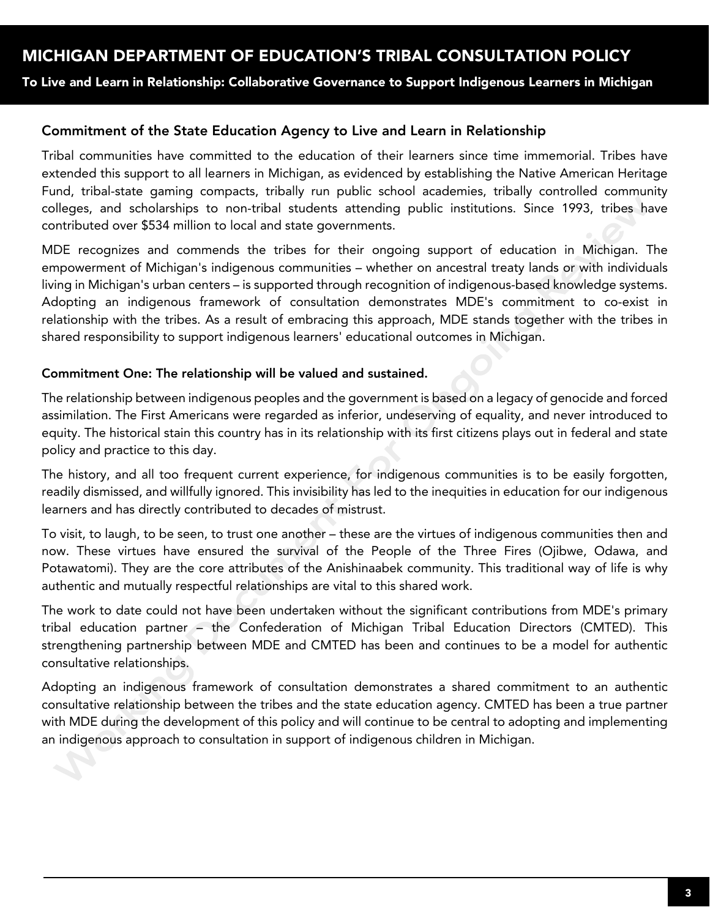# MICHIGAN DEPARTMENT OF EDUCATION'S TRIBAL CONSULTATION POLICY

**To Live and Learn in Relationship: Collaborative Governance to Support Indigenous Learners in Michigan**

## Commitment of the State Education Agency to Live and Learn in Relationship

Tribal communities have committed to the education of their learners since time immemorial. Tribes have extended this support to all learners in Michigan, as evidenced by establishing the Native American Heritage Fund, tribal-state gaming compacts, tribally run public school academies, tribally controlled community colleges, and scholarships to non-tribal students attending public institutions. Since 1993, tribes have contributed over $534 million to local and state governments.

MDE recognizes and commends the tribes for their ongoing support of education in Michigan. The empowerment of Michigan's indigenous communities – whether on ancestral treaty lands or with individuals living in Michigan's urban centers – is supported through recognition of indigenous-based knowledge systems. Adopting an indigenous framework of consultation demonstrates MDE's commitment to co-exist in relationship with the tribes. As a result of embracing this approach, MDE stands together with the tribes in shared responsibility to support indigenous learners' educational outcomes in Michigan.

### Commitment One: The relationship will be valued and sustained.

The relationship between indigenous peoples and the government is based on a legacy of genocide and forced assimilation. The First Americans were regarded as inferior, undeserving of equality, and never introduced to equity. The historical stain this country has in its relationship with its first citizens plays out in federal and state policy and practice to this day.

The history, and all too frequent current experience, for indigenous communities is to be easily forgotten, readily dismissed, and willfully ignored. This invisibility has led to the inequities in education for our indigenous learners and has directly contributed to decades of mistrust.

To visit, to laugh, to be seen, to trust one another – these are the virtues of indigenous communities then and now. These virtues have ensured the survival of the People of the Three Fires (Ojibwe, Odawa, and Potawatomi). They are the core attributes of the Anishinaabek community. This traditional way of life is why authentic and mutually respectful relationships are vital to this shared work.

The work to date could not have been undertaken without the significant contributions from MDE's primary tribal education partner – the Confederation of Michigan Tribal Education Directors (CMTED). This strengthening partnership between MDE and CMTED has been and continues to be a model for authentic consultative relationships.

Adopting an indigenous framework of consultation demonstrates a shared commitment to an authentic consultative relationship between the tribes and the state education agency. CMTED has been a true partner with MDE during the development of this policy and will continue to be central to adopting and implementing an indigenous approach to consultation in support of indigenous children in Michigan.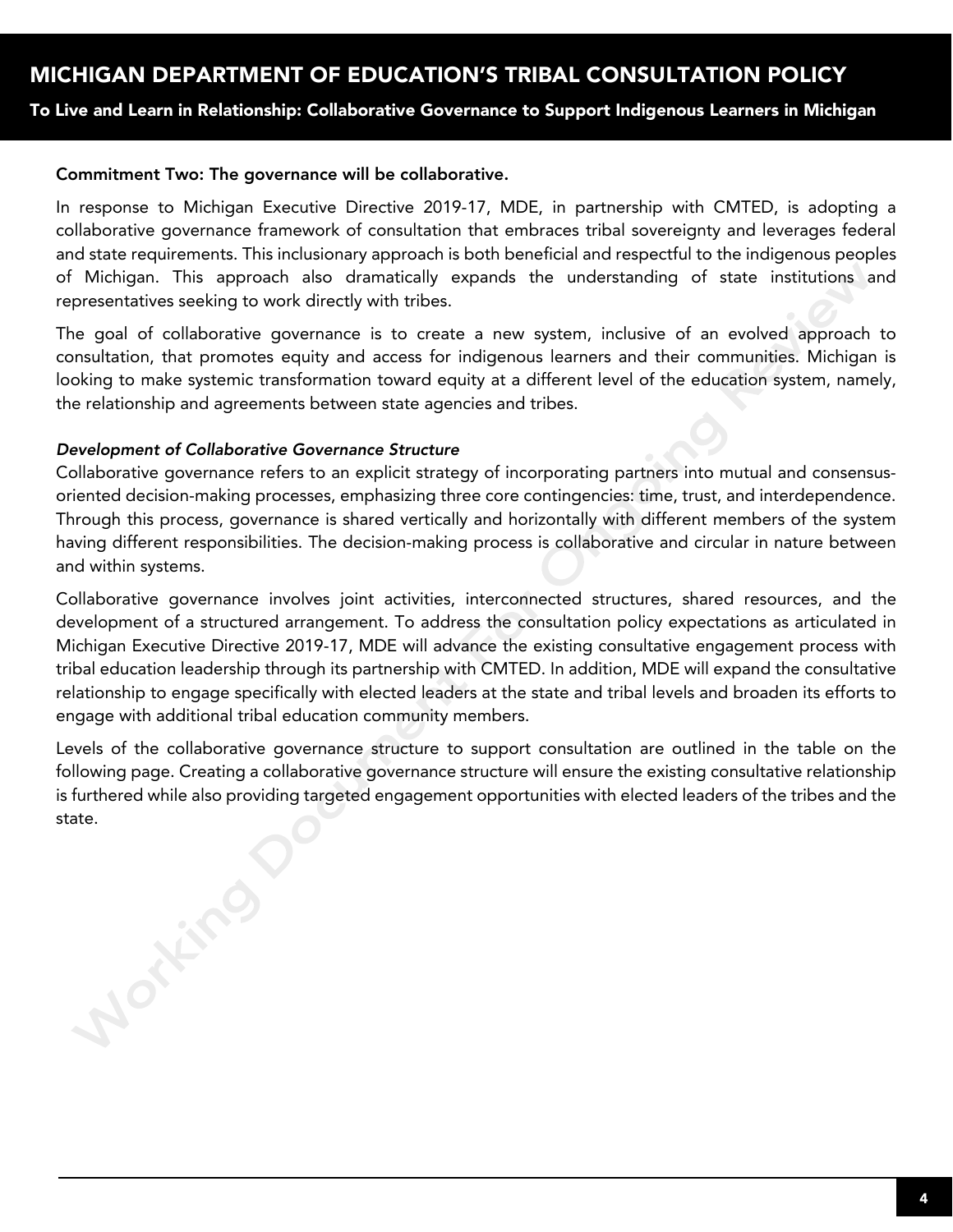### Commitment Two: The governance will be collaborative.

In response to Michigan Executive Directive 2019-17, MDE, in partnership with CMTED, is adopting a collaborative governance framework of consultation that embraces tribal sovereignty and leverages federal and state requirements. This inclusionary approach is both beneficial and respectful to the indigenous peoples of Michigan. This approach also dramatically expands the understanding of state institutions and representatives seeking to work directly with tribes.

The goal of collaborative governance is to create a new system, inclusive of an evolved approach to consultation, that promotes equity and access for indigenous learners and their communities. Michigan is looking to make systemic transformation toward equity at a different level of the education system, namely, the relationship and agreements between state agencies and tribes.

#### *Development of Collaborative Governance Structure*

Collaborative governance refers to an explicit strategy of incorporating partners into mutual and consensus-oriented decision-making processes, emphasizing three core contingencies: time, trust, and interdependence. Through this process, governance is shared vertically and horizontally with different members of the system having different responsibilities. The decision-making process is collaborative and circular in nature between and within systems.

Collaborative governance involves joint activities, interconnected structures, shared resources, and the development of a structured arrangement. To address the consultation policy expectations as articulated in Michigan Executive Directive 2019-17, MDE will advance the existing consultative engagement process with tribal education leadership through its partnership with CMTED. In addition, MDE will expand the consultative relationship to engage specifically with elected leaders at the state and tribal levels and broaden its efforts to engage with additional tribal education community members.

Levels of the collaborative governance structure to support consultation are outlined in the table on the following page. Creating a collaborative governance structure will ensure the existing consultative relationship is furthered while also providing targeted engagement opportunities with elected leaders of the tribes and the state.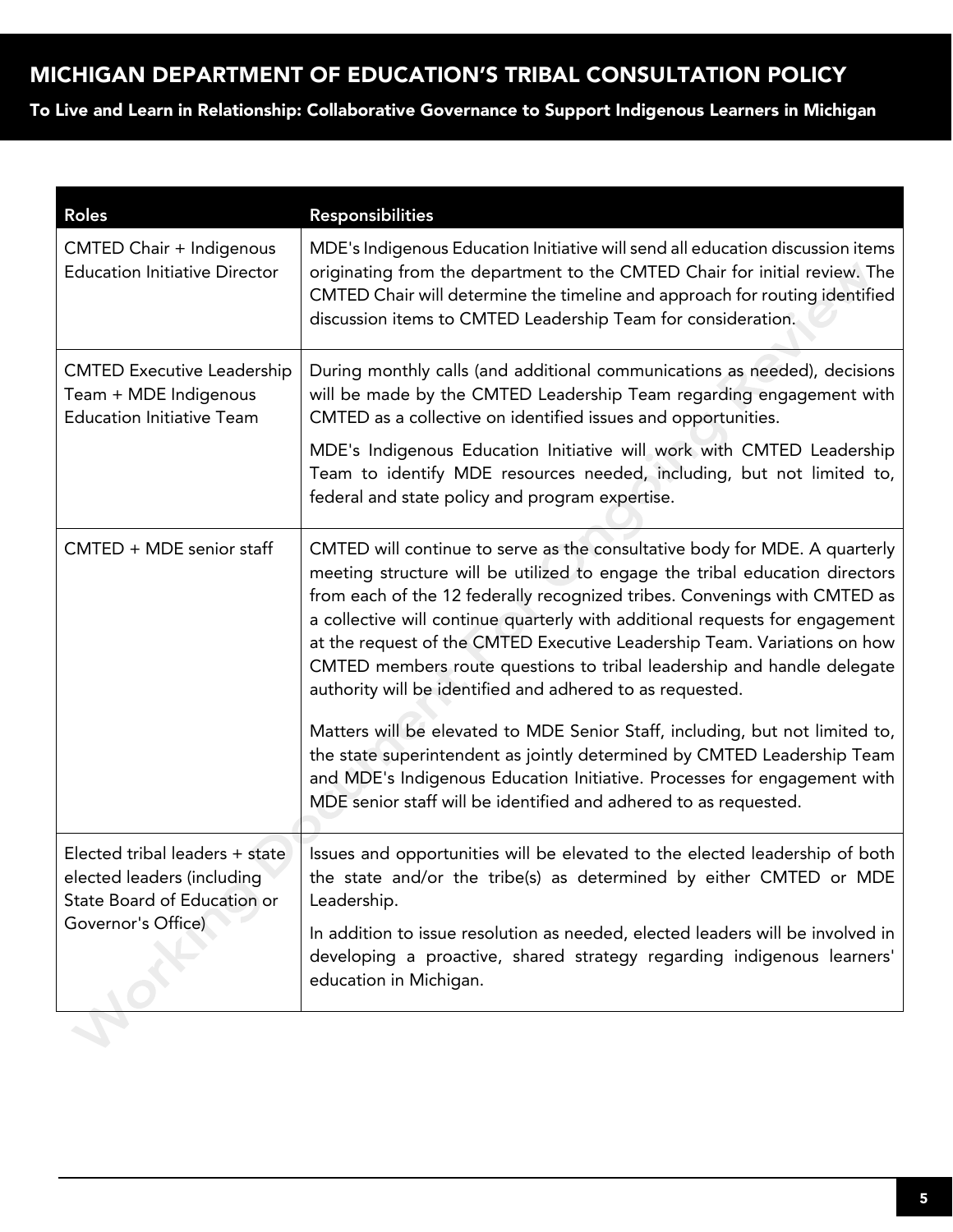| Roles | Responsibilities |
|---|---|
| CMTED Chair + Indigenous Education Initiative Director | MDE's Indigenous Education Initiative will send all education discussion items originating from the department to the CMTED Chair for initial review. The CMTED Chair will determine the timeline and approach for routing identified discussion items to CMTED Leadership Team for consideration. |
| CMTED Executive Leadership Team + MDE Indigenous Education Initiative Team | During monthly calls (and additional communications as needed), decisions will be made by the CMTED Leadership Team regarding engagement with CMTED as a collective on identified issues and opportunities.<br><br>MDE's Indigenous Education Initiative will work with CMTED Leadership Team to identify MDE resources needed, including, but not limited to, federal and state policy and program expertise. |
| CMTED + MDE senior staff | CMTED will continue to serve as the consultative body for MDE. A quarterly meeting structure will be utilized to engage the tribal education directors from each of the 12 federally recognized tribes. Convenings with CMTED as a collective will continue quarterly with additional requests for engagement at the request of the CMTED Executive Leadership Team. Variations on how CMTED members route questions to tribal leadership and handle delegate authority will be identified and adhered to as requested.<br><br>Matters will be elevated to MDE Senior Staff, including, but not limited to, the state superintendent as jointly determined by CMTED Leadership Team and MDE's Indigenous Education Initiative. Processes for engagement with MDE senior staff will be identified and adhered to as requested. |
| Elected tribal leaders + state elected leaders (including State Board of Education or Governor's Office) | Issues and opportunities will be elevated to the elected leadership of both the state and/or the tribe(s) as determined by either CMTED or MDE Leadership.<br><br>In addition to issue resolution as needed, elected leaders will be involved in developing a proactive, shared strategy regarding indigenous learners' education in Michigan. |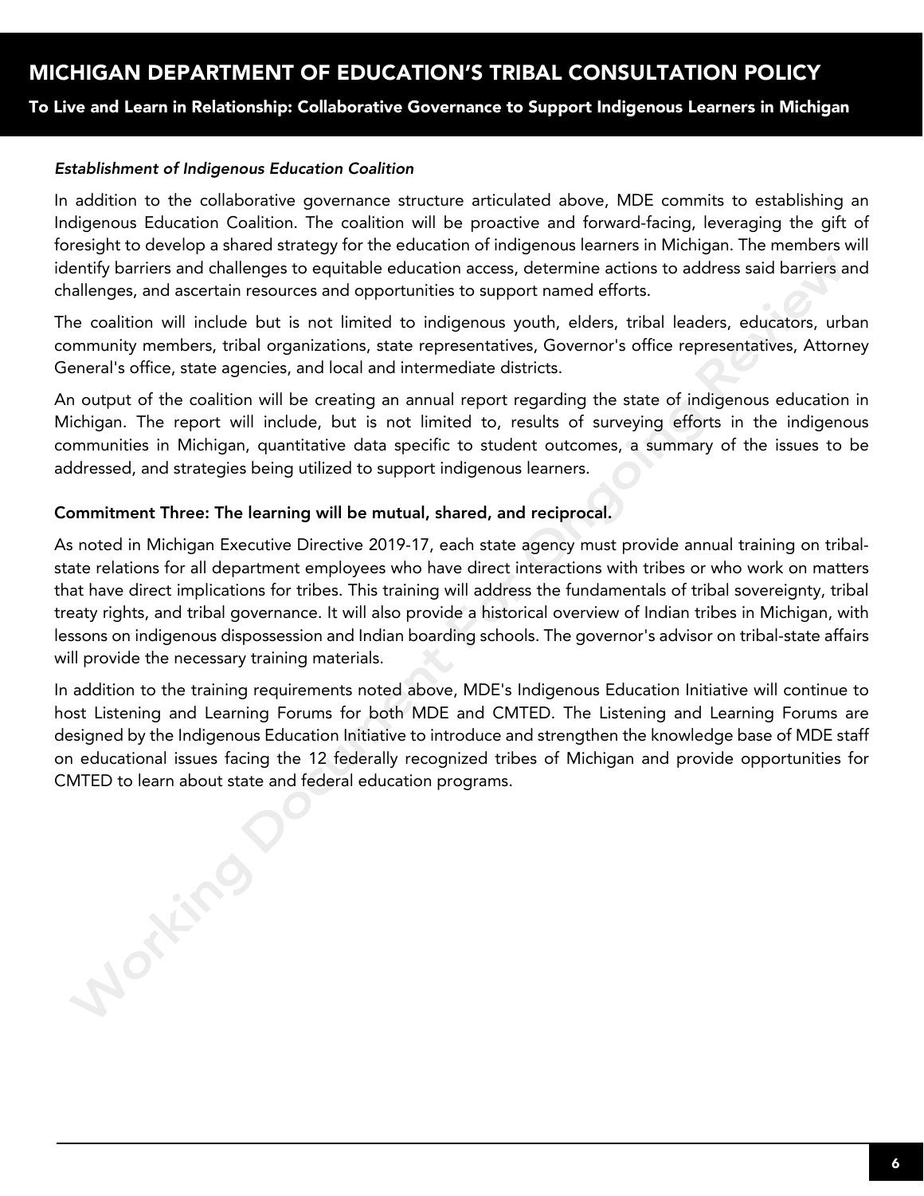*Establishment of Indigenous Education Coalition*

In addition to the collaborative governance structure articulated above, MDE commits to establishing an Indigenous Education Coalition. The coalition will be proactive and forward-facing, leveraging the gift of foresight to develop a shared strategy for the education of indigenous learners in Michigan. The members will identify barriers and challenges to equitable education access, determine actions to address said barriers and challenges, and ascertain resources and opportunities to support named efforts.

The coalition will include but is not limited to indigenous youth, elders, tribal leaders, educators, urban community members, tribal organizations, state representatives, Governor's office representatives, Attorney General's office, state agencies, and local and intermediate districts.

An output of the coalition will be creating an annual report regarding the state of indigenous education in Michigan. The report will include, but is not limited to, results of surveying efforts in the indigenous communities in Michigan, quantitative data specific to student outcomes, a summary of the issues to be addressed, and strategies being utilized to support indigenous learners.

**Commitment Three: The learning will be mutual, shared, and reciprocal.**

As noted in Michigan Executive Directive 2019-17, each state agency must provide annual training on tribal-state relations for all department employees who have direct interactions with tribes or who work on matters that have direct implications for tribes. This training will address the fundamentals of tribal sovereignty, tribal treaty rights, and tribal governance. It will also provide a historical overview of Indian tribes in Michigan, with lessons on indigenous dispossession and Indian boarding schools. The governor's advisor on tribal-state affairs will provide the necessary training materials.

In addition to the training requirements noted above, MDE's Indigenous Education Initiative will continue to host Listening and Learning Forums for both MDE and CMTED. The Listening and Learning Forums are designed by the Indigenous Education Initiative to introduce and strengthen the knowledge base of MDE staff on educational issues facing the 12 federally recognized tribes of Michigan and provide opportunities for CMTED to learn about state and federal education programs.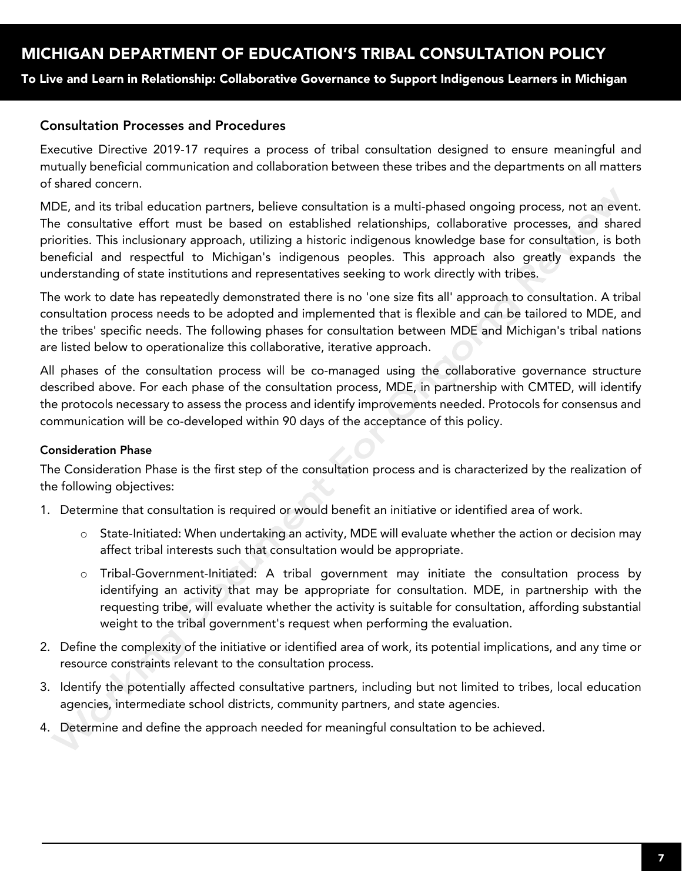## Consultation Processes and Procedures

Executive Directive 2019-17 requires a process of tribal consultation designed to ensure meaningful and mutually beneficial communication and collaboration between these tribes and the departments on all matters of shared concern.

MDE, and its tribal education partners, believe consultation is a multi-phased ongoing process, not an event. The consultative effort must be based on established relationships, collaborative processes, and shared priorities. This inclusionary approach, utilizing a historic indigenous knowledge base for consultation, is both beneficial and respectful to Michigan's indigenous peoples. This approach also greatly expands the understanding of state institutions and representatives seeking to work directly with tribes.

The work to date has repeatedly demonstrated there is no 'one size fits all' approach to consultation. A tribal consultation process needs to be adopted and implemented that is flexible and can be tailored to MDE, and the tribes' specific needs. The following phases for consultation between MDE and Michigan's tribal nations are listed below to operationalize this collaborative, iterative approach.

All phases of the consultation process will be co-managed using the collaborative governance structure described above. For each phase of the consultation process, MDE, in partnership with CMTED, will identify the protocols necessary to assess the process and identify improvements needed. Protocols for consensus and communication will be co-developed within 90 days of the acceptance of this policy.

### Consideration Phase

The Consideration Phase is the first step of the consultation process and is characterized by the realization of the following objectives:

1. Determine that consultation is required or would benefit an initiative or identified area of work.
   - State-Initiated: When undertaking an activity, MDE will evaluate whether the action or decision may affect tribal interests such that consultation would be appropriate.
   - Tribal-Government-Initiated: A tribal government may initiate the consultation process by identifying an activity that may be appropriate for consultation. MDE, in partnership with the requesting tribe, will evaluate whether the activity is suitable for consultation, affording substantial weight to the tribal government's request when performing the evaluation.
2. Define the complexity of the initiative or identified area of work, its potential implications, and any time or resource constraints relevant to the consultation process.
3. Identify the potentially affected consultative partners, including but not limited to tribes, local education agencies, intermediate school districts, community partners, and state agencies.
4. Determine and define the approach needed for meaningful consultation to be achieved.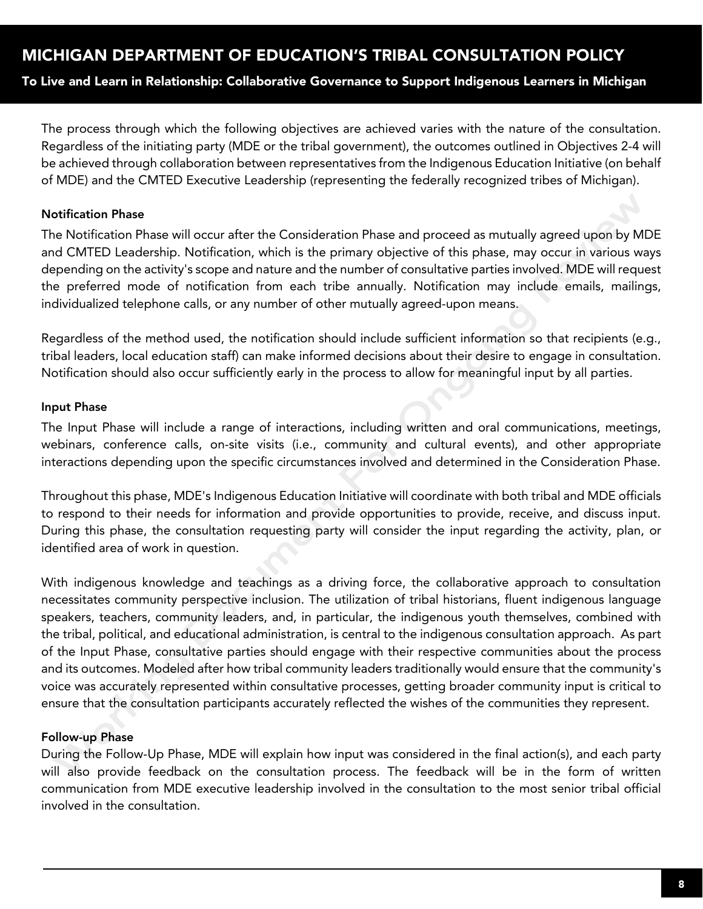The process through which the following objectives are achieved varies with the nature of the consultation. Regardless of the initiating party (MDE or the tribal government), the outcomes outlined in Objectives 2-4 will be achieved through collaboration between representatives from the Indigenous Education Initiative (on behalf of MDE) and the CMTED Executive Leadership (representing the federally recognized tribes of Michigan).

### Notification Phase

The Notification Phase will occur after the Consideration Phase and proceed as mutually agreed upon by MDE and CMTED Leadership. Notification, which is the primary objective of this phase, may occur in various ways depending on the activity's scope and nature and the number of consultative parties involved. MDE will request the preferred mode of notification from each tribe annually. Notification may include emails, mailings, individualized telephone calls, or any number of other mutually agreed-upon means.

Regardless of the method used, the notification should include sufficient information so that recipients (e.g., tribal leaders, local education staff) can make informed decisions about their desire to engage in consultation. Notification should also occur sufficiently early in the process to allow for meaningful input by all parties.

### Input Phase

The Input Phase will include a range of interactions, including written and oral communications, meetings, webinars, conference calls, on-site visits (i.e., community and cultural events), and other appropriate interactions depending upon the specific circumstances involved and determined in the Consideration Phase.

Throughout this phase, MDE's Indigenous Education Initiative will coordinate with both tribal and MDE officials to respond to their needs for information and provide opportunities to provide, receive, and discuss input. During this phase, the consultation requesting party will consider the input regarding the activity, plan, or identified area of work in question.

With indigenous knowledge and teachings as a driving force, the collaborative approach to consultation necessitates community perspective inclusion. The utilization of tribal historians, fluent indigenous language speakers, teachers, community leaders, and, in particular, the indigenous youth themselves, combined with the tribal, political, and educational administration, is central to the indigenous consultation approach. As part of the Input Phase, consultative parties should engage with their respective communities about the process and its outcomes. Modeled after how tribal community leaders traditionally would ensure that the community's voice was accurately represented within consultative processes, getting broader community input is critical to ensure that the consultation participants accurately reflected the wishes of the communities they represent.

### Follow-up Phase

During the Follow-Up Phase, MDE will explain how input was considered in the final action(s), and each party will also provide feedback on the consultation process. The feedback will be in the form of written communication from MDE executive leadership involved in the consultation to the most senior tribal official involved in the consultation.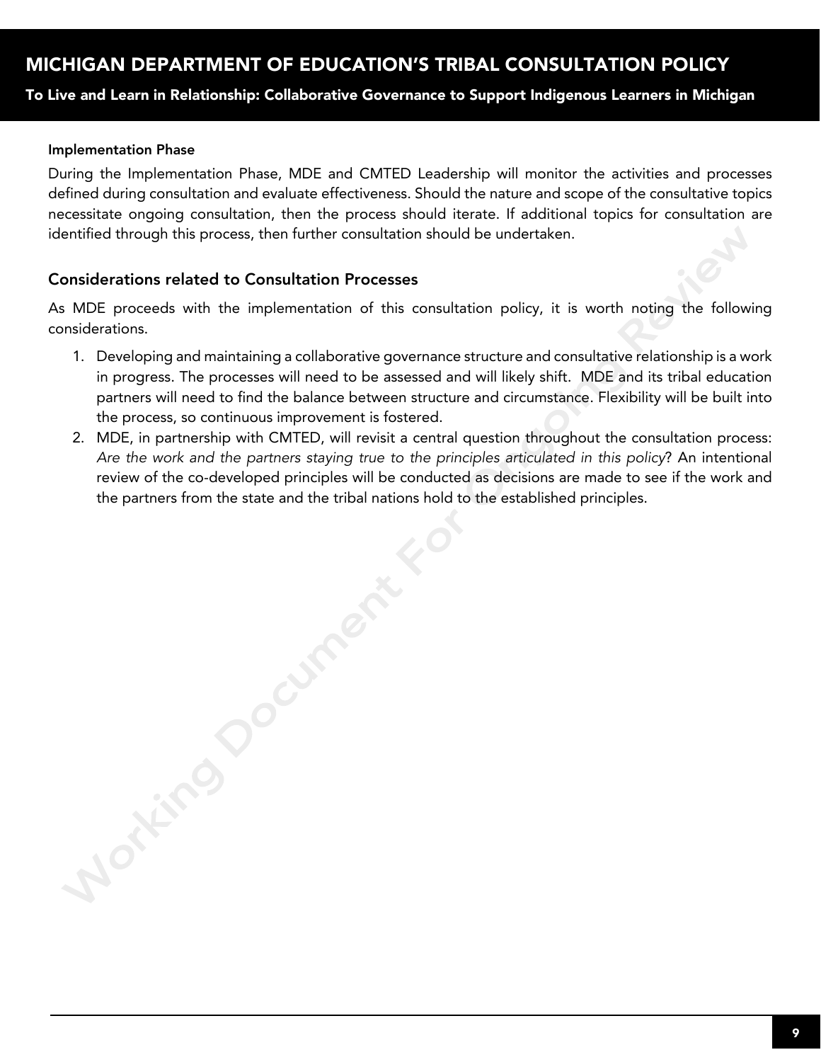### Implementation Phase

During the Implementation Phase, MDE and CMTED Leadership will monitor the activities and processes defined during consultation and evaluate effectiveness. Should the nature and scope of the consultative topics necessitate ongoing consultation, then the process should iterate. If additional topics for consultation are identified through this process, then further consultation should be undertaken.

## Considerations related to Consultation Processes

As MDE proceeds with the implementation of this consultation policy, it is worth noting the following considerations.

1. Developing and maintaining a collaborative governance structure and consultative relationship is a work in progress. The processes will need to be assessed and will likely shift. MDE and its tribal education partners will need to find the balance between structure and circumstance. Flexibility will be built into the process, so continuous improvement is fostered.
2. MDE, in partnership with CMTED, will revisit a central question throughout the consultation process: *Are the work and the partners staying true to the principles articulated in this policy*? An intentional review of the co-developed principles will be conducted as decisions are made to see if the work and the partners from the state and the tribal nations hold to the established principles.